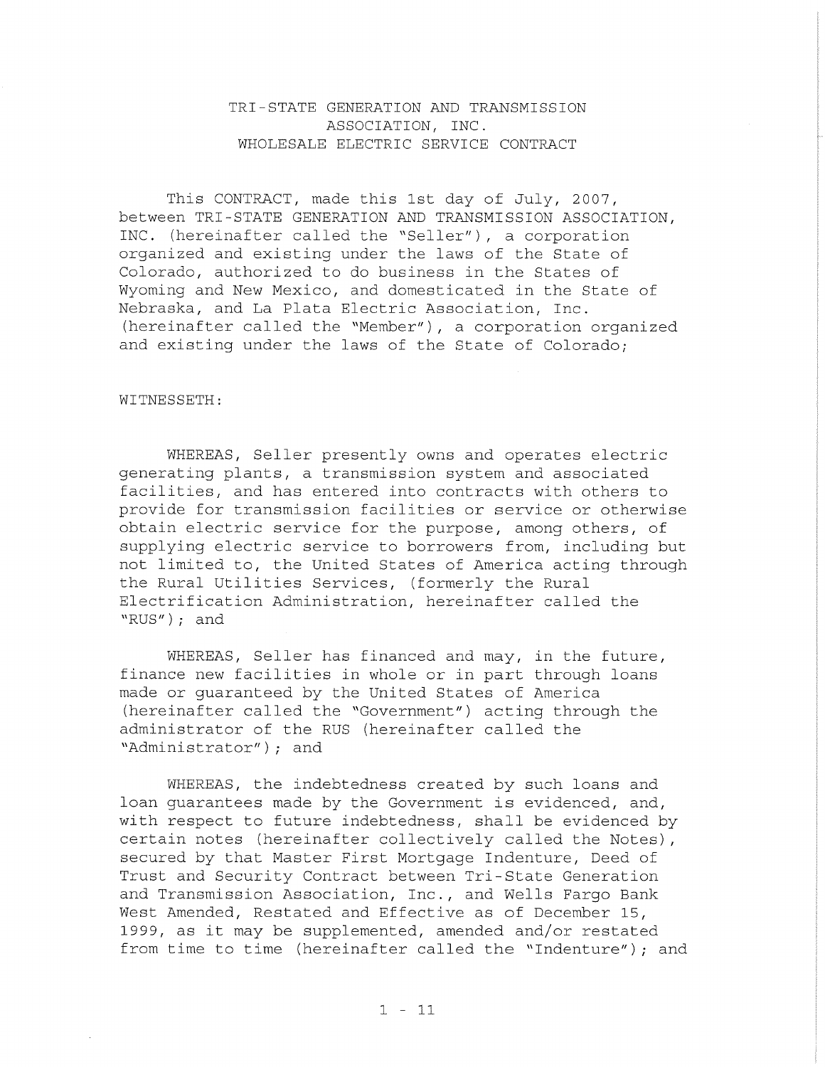# TRI-STATE GENERATION AND TRANSMISSION ASSOCIATION, INC.
# WHOLESALE ELECTRIC SERVICE CONTRACT

This CONTRACT, made this 1st day of July, 2007, between TRI-STATE GENERATION AND TRANSMISSION ASSOCIATION, INC. (hereinafter called the "Seller"), a corporation organized and existing under the laws of the State of Colorado, authorized to do business in the States of Wyoming and New Mexico, and domesticated in the State of Nebraska, and La Plata Electric Association, Inc. (hereinafter called the "Member"), a corporation organized and existing under the laws of the State of Colorado;

WITNESSETH:

WHEREAS, Seller presently owns and operates electric generating plants, a transmission system and associated facilities, and has entered into contracts with others to provide for transmission facilities or service or otherwise obtain electric service for the purpose, among others, of supplying electric service to borrowers from, including but not limited to, the United States of America acting through the Rural Utilities Services, (formerly the Rural Electrification Administration, hereinafter called the "RUS"); and

WHEREAS, Seller has financed and may, in the future, finance new facilities in whole or in part through loans made or guaranteed by the United States of America (hereinafter called the "Government") acting through the administrator of the RUS (hereinafter called the "Administrator"); and

WHEREAS, the indebtedness created by such loans and loan guarantees made by the Government is evidenced, and, with respect to future indebtedness, shall be evidenced by certain notes (hereinafter collectively called the Notes), secured by that Master First Mortgage Indenture, Deed of Trust and Security Contract between Tri-State Generation and Transmission Association, Inc., and Wells Fargo Bank West Amended, Restated and Effective as of December 15, 1999, as it may be supplemented, amended and/or restated from time to time (hereinafter called the "Indenture"); and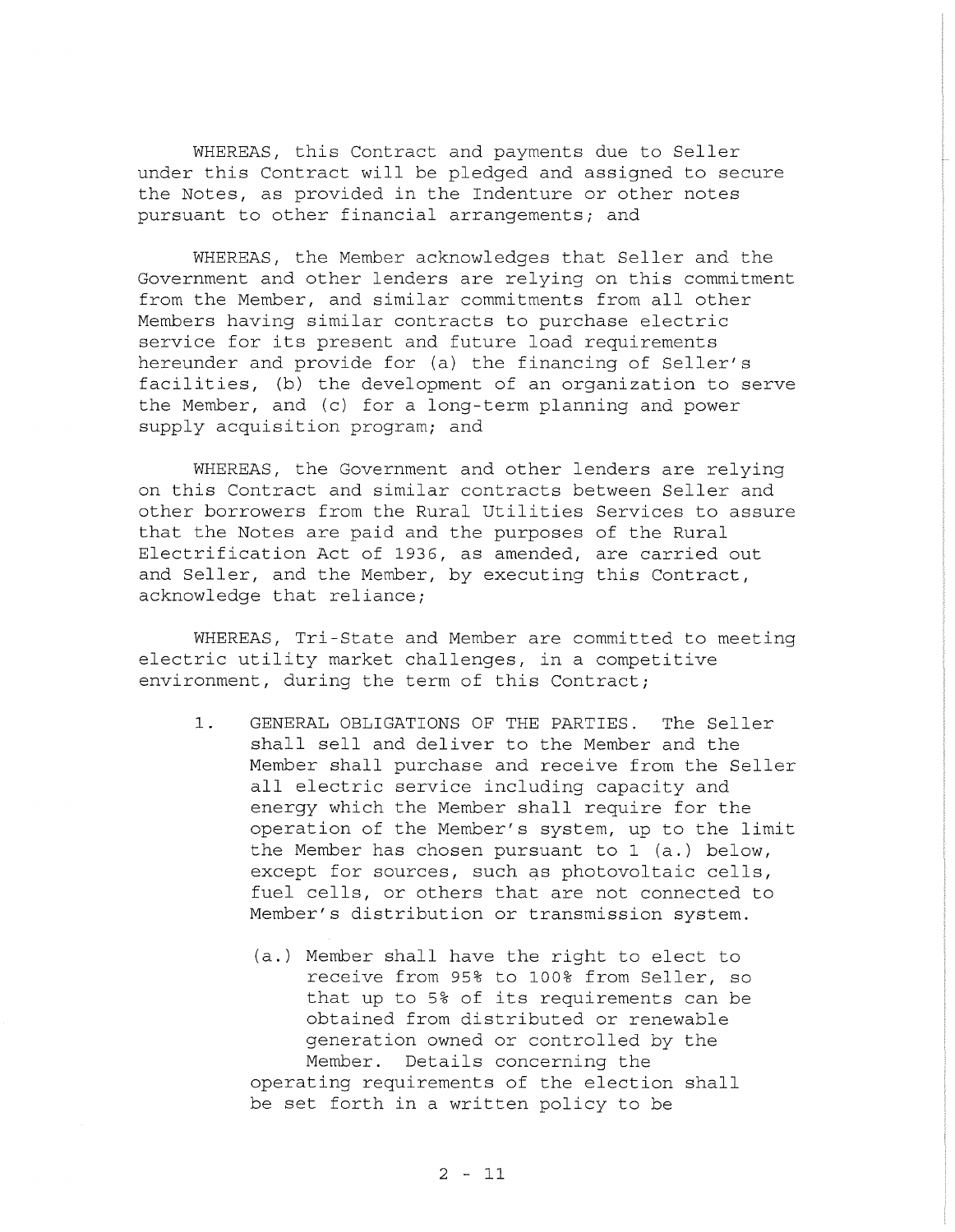WHEREAS, this Contract and payments due to Seller under this Contract will be pledged and assigned to secure the Notes, as provided in the Indenture or other notes pursuant to other financial arrangements; and

WHEREAS, the Member acknowledges that Seller and the Government and other lenders are relying on this commitment from the Member, and similar commitments from all other Members having similar contracts to purchase electric service for its present and future load requirements hereunder and provide for (a) the financing of Seller's facilities, (b) the development of an organization to serve the Member, and (c) for a long-term planning and power supply acquisition program; and

WHEREAS, the Government and other lenders are relying on this Contract and similar contracts between Seller and other borrowers from the Rural Utilities Services to assure that the Notes are paid and the purposes of the Rural Electrification Act of 1936, as amended, are carried out and Seller, and the Member, by executing this Contract, acknowledge that reliance;

WHEREAS, Tri-State and Member are committed to meeting electric utility market challenges, in a competitive environment, during the term of this Contract;

1. GENERAL OBLIGATIONS OF THE PARTIES. The Seller shall sell and deliver to the Member and the Member shall purchase and receive from the Seller all electric service including capacity and energy which the Member shall require for the operation of the Member's system, up to the limit the Member has chosen pursuant to 1 (a.) below, except for sources, such as photovoltaic cells, fuel cells, or others that are not connected to Member's distribution or transmission system.

   (a.) Member shall have the right to elect to receive from 95% to 100% from Seller, so that up to 5% of its requirements can be obtained from distributed or renewable generation owned or controlled by the Member. Details concerning the operating requirements of the election shall be set forth in a written policy to be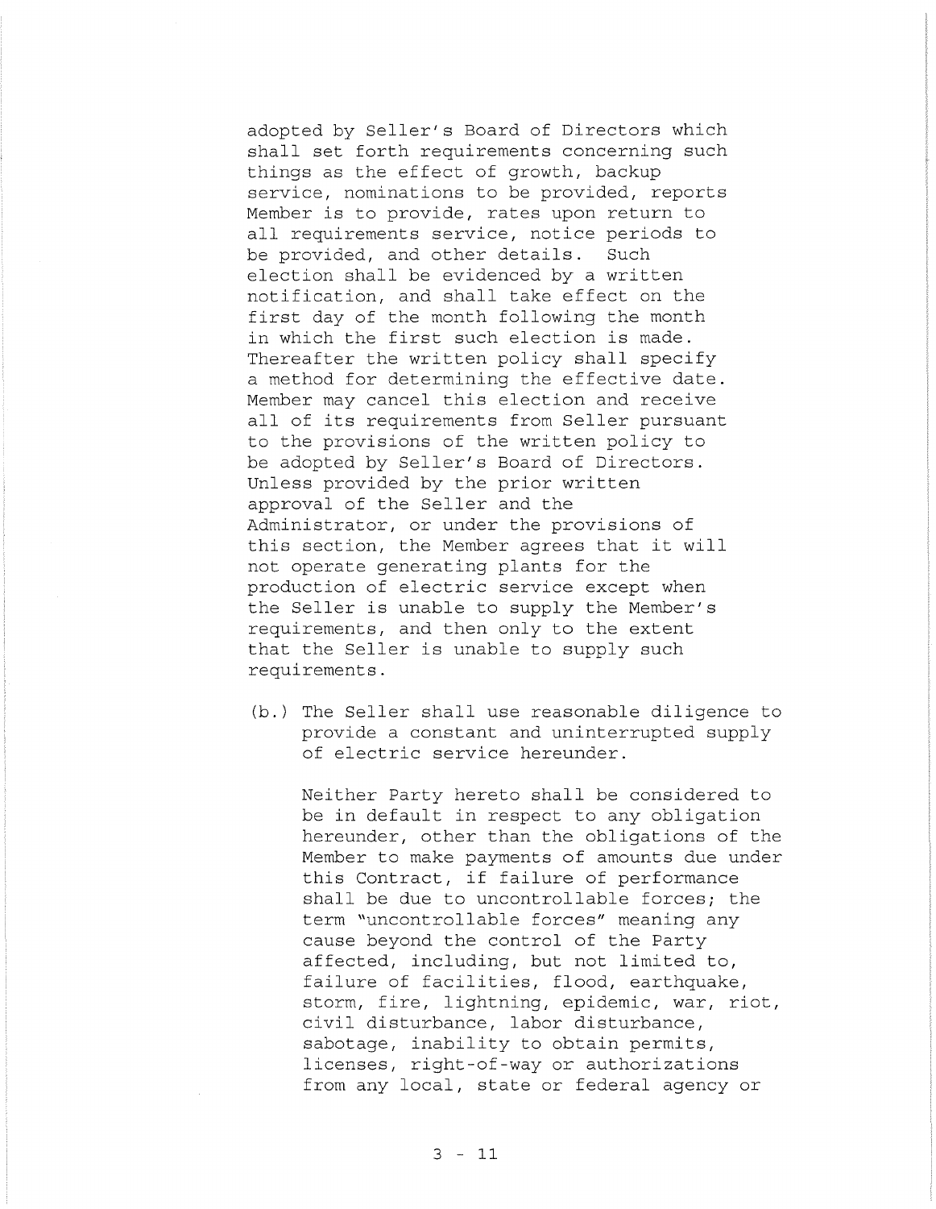adopted by Seller's Board of Directors which shall set forth requirements concerning such things as the effect of growth, backup service, nominations to be provided, reports Member is to provide, rates upon return to all requirements service, notice periods to be provided, and other details. Such election shall be evidenced by a written notification, and shall take effect on the first day of the month following the month in which the first such election is made. Thereafter the written policy shall specify a method for determining the effective date. Member may cancel this election and receive all of its requirements from Seller pursuant to the provisions of the written policy to be adopted by Seller's Board of Directors. Unless provided by the prior written approval of the Seller and the Administrator, or under the provisions of this section, the Member agrees that it will not operate generating plants for the production of electric service except when the Seller is unable to supply the Member's requirements, and then only to the extent that the Seller is unable to supply such requirements.

(b.) The Seller shall use reasonable diligence to provide a constant and uninterrupted supply of electric service hereunder.

Neither Party hereto shall be considered to be in default in respect to any obligation hereunder, other than the obligations of the Member to make payments of amounts due under this Contract, if failure of performance shall be due to uncontrollable forces; the term "uncontrollable forces" meaning any cause beyond the control of the Party affected, including, but not limited to, failure of facilities, flood, earthquake, storm, fire, lightning, epidemic, war, riot, civil disturbance, labor disturbance, sabotage, inability to obtain permits, licenses, right-of-way or authorizations from any local, state or federal agency or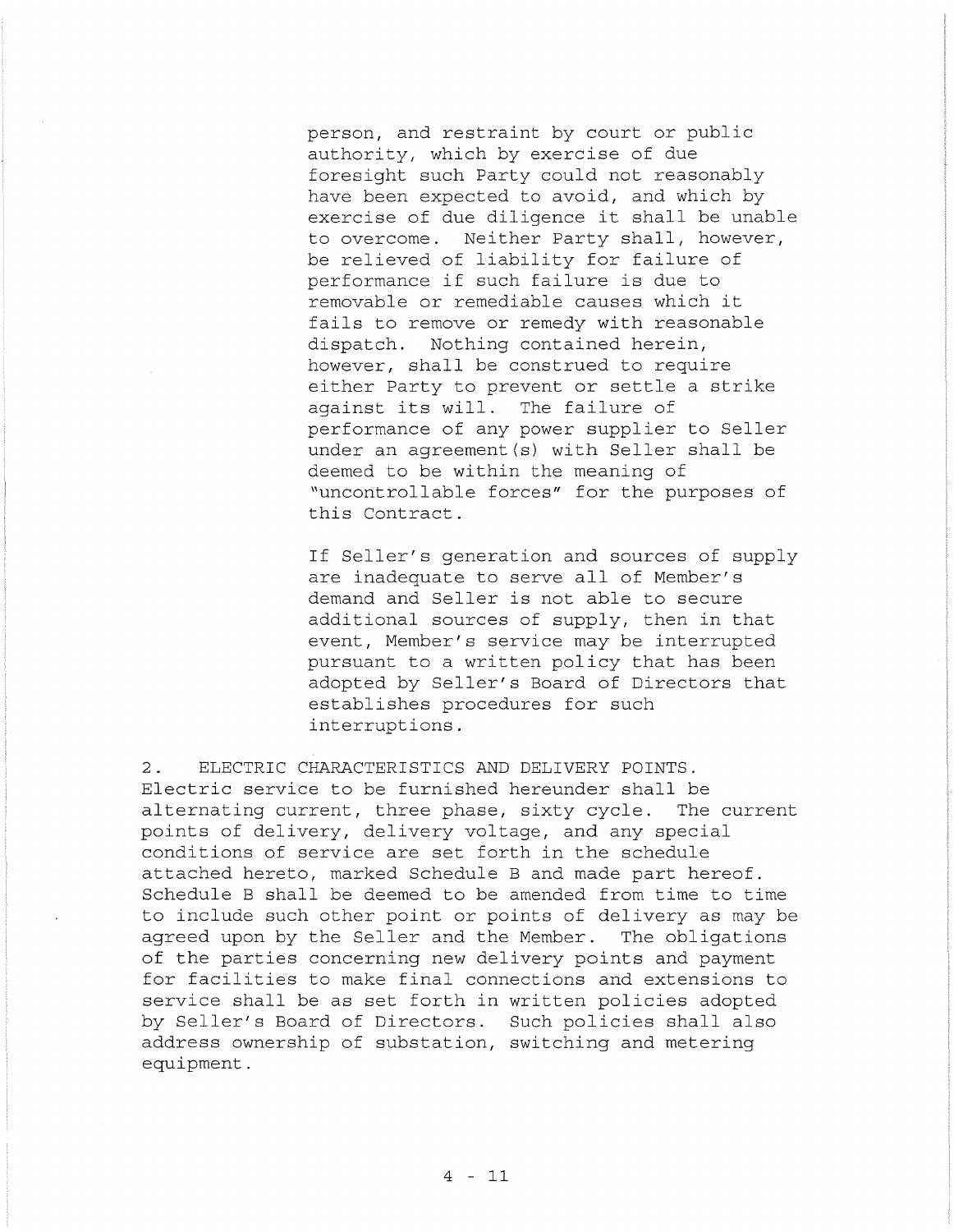person, and restraint by court or public authority, which by exercise of due foresight such Party could not reasonably have been expected to avoid, and which by exercise of due diligence it shall be unable to overcome. Neither Party shall, however, be relieved of liability for failure of performance if such failure is due to removable or remediable causes which it fails to remove or remedy with reasonable dispatch. Nothing contained herein, however, shall be construed to require either Party to prevent or settle a strike against its will. The failure of performance of any power supplier to Seller under an agreement(s) with Seller shall be deemed to be within the meaning of "uncontrollable forces" for the purposes of this Contract.

If Seller's generation and sources of supply are inadequate to serve all of Member's demand and Seller is not able to secure additional sources of supply, then in that event, Member's service may be interrupted pursuant to a written policy that has been adopted by Seller's Board of Directors that establishes procedures for such interruptions.

2. ELECTRIC CHARACTERISTICS AND DELIVERY POINTS. Electric service to be furnished hereunder shall be alternating current, three phase, sixty cycle. The current points of delivery, delivery voltage, and any special conditions of service are set forth in the schedule attached hereto, marked Schedule B and made part hereof. Schedule B shall be deemed to be amended from time to time to include such other point or points of delivery as may be agreed upon by the Seller and the Member. The obligations of the parties concerning new delivery points and payment for facilities to make final connections and extensions to service shall be as set forth in written policies adopted by Seller's Board of Directors. Such policies shall also address ownership of substation, switching and metering equipment.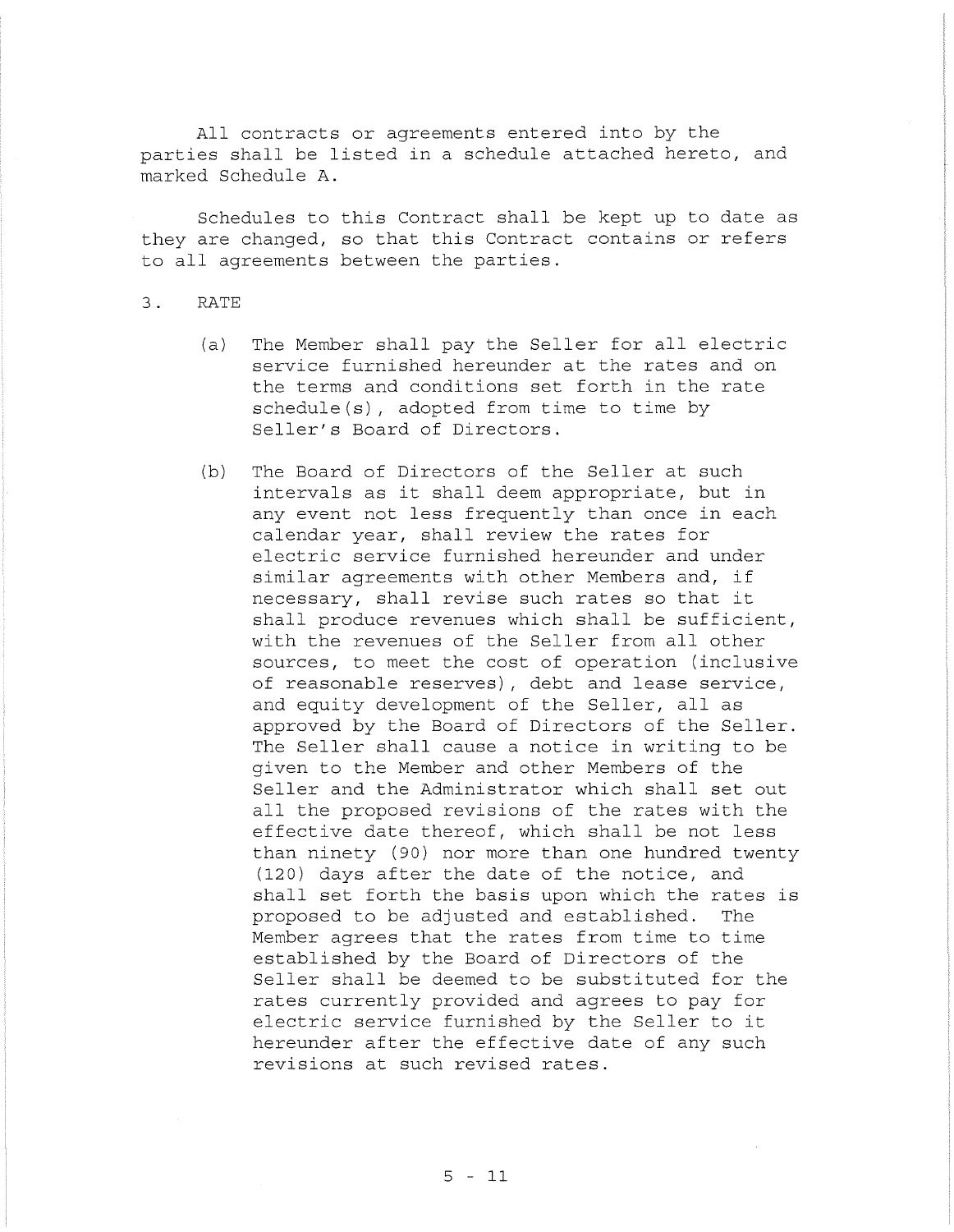All contracts or agreements entered into by the parties shall be listed in a schedule attached hereto, and marked Schedule A.

Schedules to this Contract shall be kept up to date as they are changed, so that this Contract contains or refers to all agreements between the parties.

3. RATE

(a) The Member shall pay the Seller for all electric service furnished hereunder at the rates and on the terms and conditions set forth in the rate schedule(s), adopted from time to time by Seller's Board of Directors.

(b) The Board of Directors of the Seller at such intervals as it shall deem appropriate, but in any event not less frequently than once in each calendar year, shall review the rates for electric service furnished hereunder and under similar agreements with other Members and, if necessary, shall revise such rates so that it shall produce revenues which shall be sufficient, with the revenues of the Seller from all other sources, to meet the cost of operation (inclusive of reasonable reserves), debt and lease service, and equity development of the Seller, all as approved by the Board of Directors of the Seller. The Seller shall cause a notice in writing to be given to the Member and other Members of the Seller and the Administrator which shall set out all the proposed revisions of the rates with the effective date thereof, which shall be not less than ninety (90) nor more than one hundred twenty (120) days after the date of the notice, and shall set forth the basis upon which the rates is proposed to be adjusted and established. The Member agrees that the rates from time to time established by the Board of Directors of the Seller shall be deemed to be substituted for the rates currently provided and agrees to pay for electric service furnished by the Seller to it hereunder after the effective date of any such revisions at such revised rates.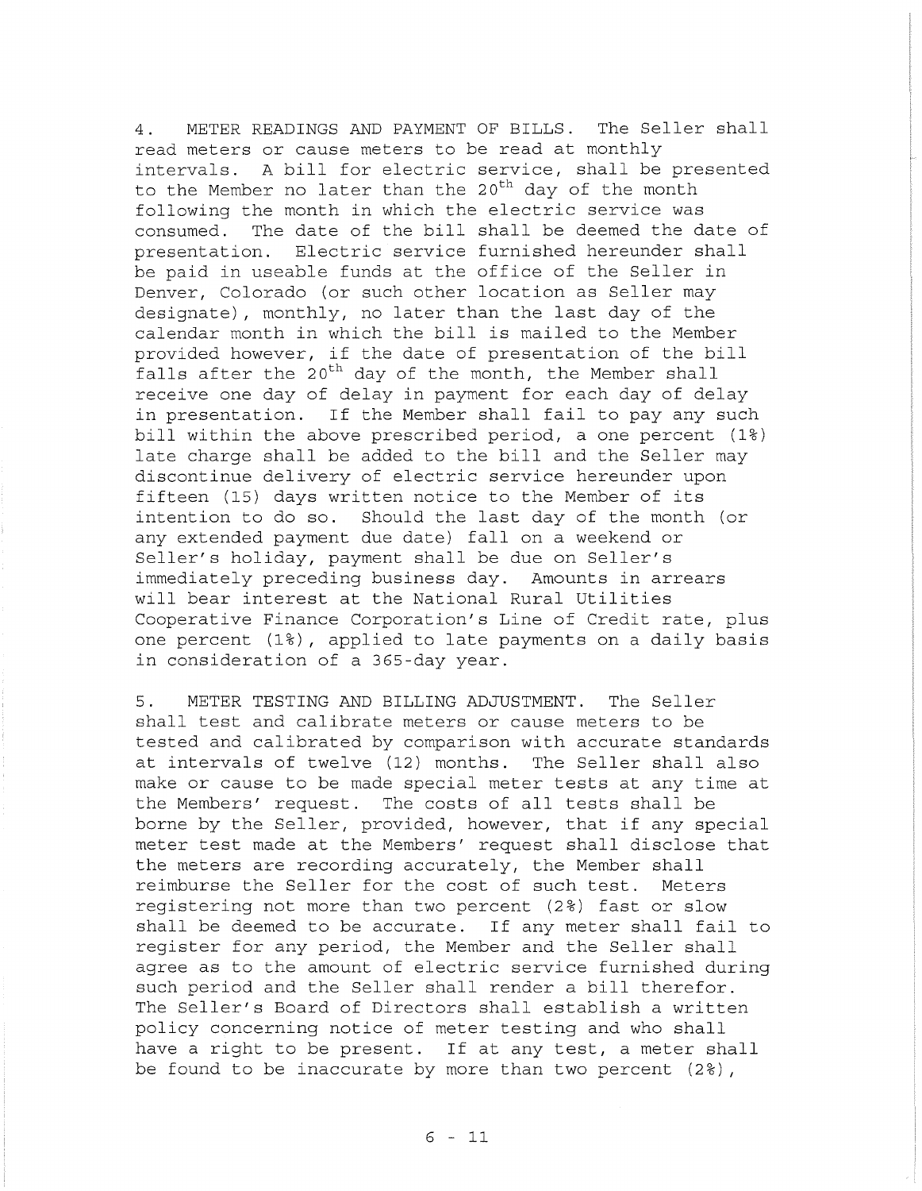4. METER READINGS AND PAYMENT OF BILLS. The Seller shall read meters or cause meters to be read at monthly intervals. A bill for electric service, shall be presented to the Member no later than the 20th day of the month following the month in which the electric service was consumed. The date of the bill shall be deemed the date of presentation. Electric service furnished hereunder shall be paid in useable funds at the office of the Seller in Denver, Colorado (or such other location as Seller may designate), monthly, no later than the last day of the calendar month in which the bill is mailed to the Member provided however, if the date of presentation of the bill falls after the 20th day of the month, the Member shall receive one day of delay in payment for each day of delay in presentation. If the Member shall fail to pay any such bill within the above prescribed period, a one percent (1%) late charge shall be added to the bill and the Seller may discontinue delivery of electric service hereunder upon fifteen (15) days written notice to the Member of its intention to do so. Should the last day of the month (or any extended payment due date) fall on a weekend or Seller's holiday, payment shall be due on Seller's immediately preceding business day. Amounts in arrears will bear interest at the National Rural Utilities Cooperative Finance Corporation's Line of Credit rate, plus one percent (1%), applied to late payments on a daily basis in consideration of a 365-day year.

5. METER TESTING AND BILLING ADJUSTMENT. The Seller shall test and calibrate meters or cause meters to be tested and calibrated by comparison with accurate standards at intervals of twelve (12) months. The Seller shall also make or cause to be made special meter tests at any time at the Members' request. The costs of all tests shall be borne by the Seller, provided, however, that if any special meter test made at the Members' request shall disclose that the meters are recording accurately, the Member shall reimburse the Seller for the cost of such test. Meters registering not more than two percent (2%) fast or slow shall be deemed to be accurate. If any meter shall fail to register for any period, the Member and the Seller shall agree as to the amount of electric service furnished during such period and the Seller shall render a bill therefor. The Seller's Board of Directors shall establish a written policy concerning notice of meter testing and who shall have a right to be present. If at any test, a meter shall be found to be inaccurate by more than two percent (2%),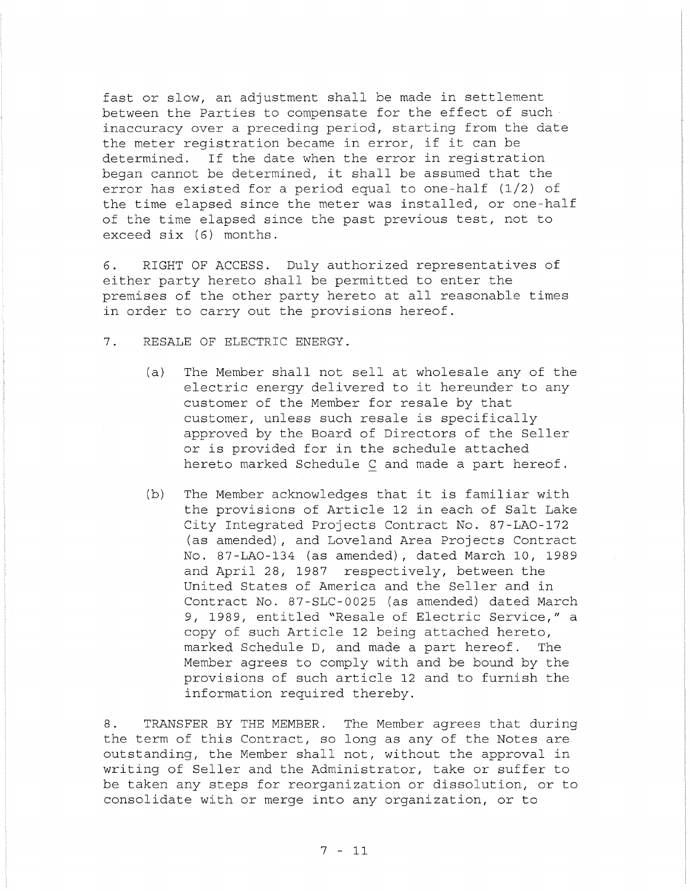fast or slow, an adjustment shall be made in settlement between the Parties to compensate for the effect of such inaccuracy over a preceding period, starting from the date the meter registration became in error, if it can be determined. If the date when the error in registration began cannot be determined, it shall be assumed that the error has existed for a period equal to one-half (1/2) of the time elapsed since the meter was installed, or one-half of the time elapsed since the past previous test, not to exceed six (6) months.

6. RIGHT OF ACCESS. Duly authorized representatives of either party hereto shall be permitted to enter the premises of the other party hereto at all reasonable times in order to carry out the provisions hereof.

7. RESALE OF ELECTRIC ENERGY.

(a) The Member shall not sell at wholesale any of the electric energy delivered to it hereunder to any customer of the Member for resale by that customer, unless such resale is specifically approved by the Board of Directors of the Seller or is provided for in the schedule attached hereto marked Schedule C and made a part hereof.

(b) The Member acknowledges that it is familiar with the provisions of Article 12 in each of Salt Lake City Integrated Projects Contract No. 87-LAO-172 (as amended), and Loveland Area Projects Contract No. 87-LAO-134 (as amended), dated March 10, 1989 and April 28, 1987 respectively, between the United States of America and the Seller and in Contract No. 87-SLC-0025 (as amended) dated March 9, 1989, entitled "Resale of Electric Service," a copy of such Article 12 being attached hereto, marked Schedule D, and made a part hereof. The Member agrees to comply with and be bound by the provisions of such article 12 and to furnish the information required thereby.

8. TRANSFER BY THE MEMBER. The Member agrees that during the term of this Contract, so long as any of the Notes are outstanding, the Member shall not, without the approval in writing of Seller and the Administrator, take or suffer to be taken any steps for reorganization or dissolution, or to consolidate with or merge into any organization, or to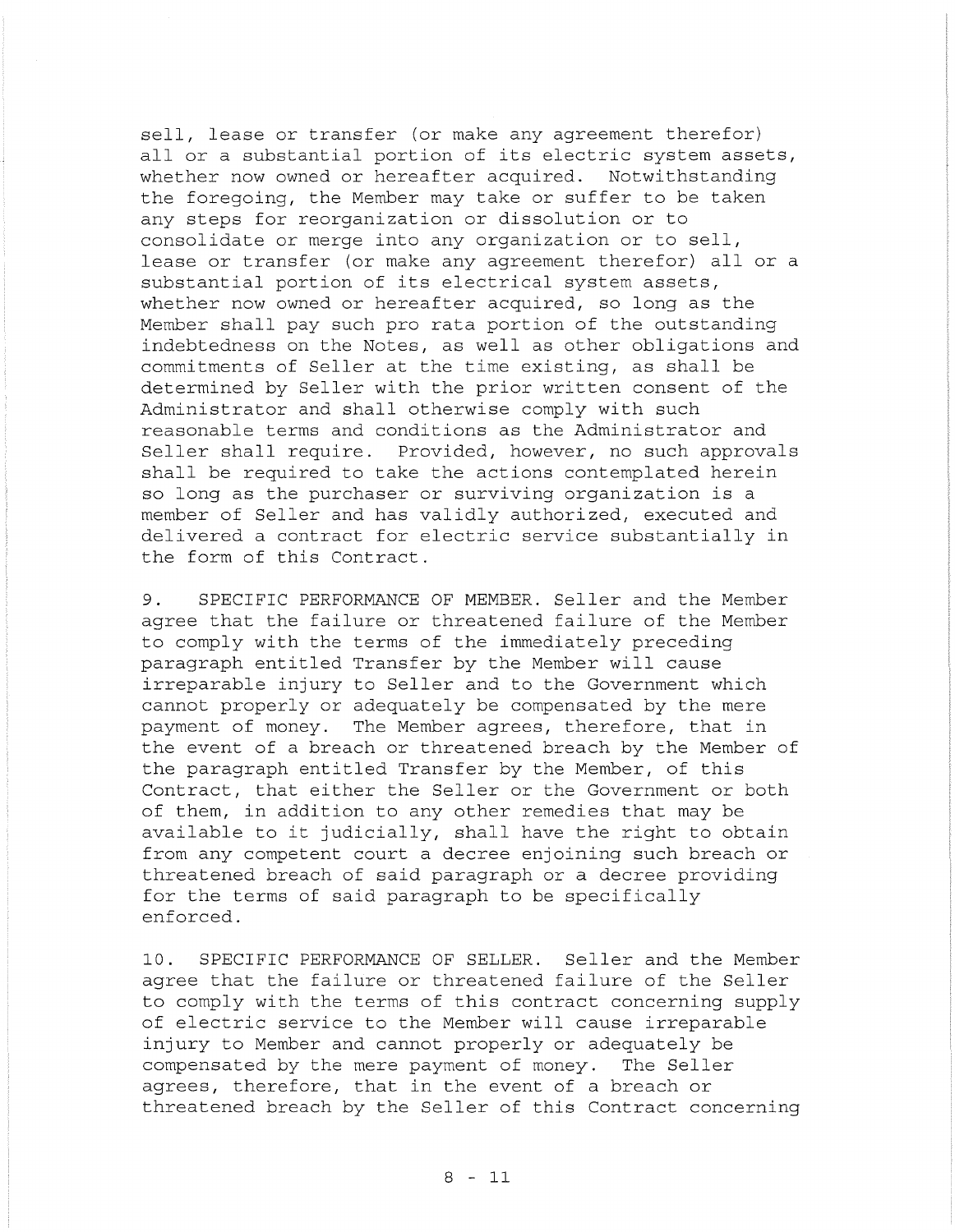sell, lease or transfer (or make any agreement therefor) all or a substantial portion of its electric system assets, whether now owned or hereafter acquired. Notwithstanding the foregoing, the Member may take or suffer to be taken any steps for reorganization or dissolution or to consolidate or merge into any organization or to sell, lease or transfer (or make any agreement therefor) all or a substantial portion of its electrical system assets, whether now owned or hereafter acquired, so long as the Member shall pay such pro rata portion of the outstanding indebtedness on the Notes, as well as other obligations and commitments of Seller at the time existing, as shall be determined by Seller with the prior written consent of the Administrator and shall otherwise comply with such reasonable terms and conditions as the Administrator and Seller shall require. Provided, however, no such approvals shall be required to take the actions contemplated herein so long as the purchaser or surviving organization is a member of Seller and has validly authorized, executed and delivered a contract for electric service substantially in the form of this Contract.

9. SPECIFIC PERFORMANCE OF MEMBER. Seller and the Member agree that the failure or threatened failure of the Member to comply with the terms of the immediately preceding paragraph entitled Transfer by the Member will cause irreparable injury to Seller and to the Government which cannot properly or adequately be compensated by the mere payment of money. The Member agrees, therefore, that in the event of a breach or threatened breach by the Member of the paragraph entitled Transfer by the Member, of this Contract, that either the Seller or the Government or both of them, in addition to any other remedies that may be available to it judicially, shall have the right to obtain from any competent court a decree enjoining such breach or threatened breach of said paragraph or a decree providing for the terms of said paragraph to be specifically enforced.

10. SPECIFIC PERFORMANCE OF SELLER. Seller and the Member agree that the failure or threatened failure of the Seller to comply with the terms of this contract concerning supply of electric service to the Member will cause irreparable injury to Member and cannot properly or adequately be compensated by the mere payment of money. The Seller agrees, therefore, that in the event of a breach or threatened breach by the Seller of this Contract concerning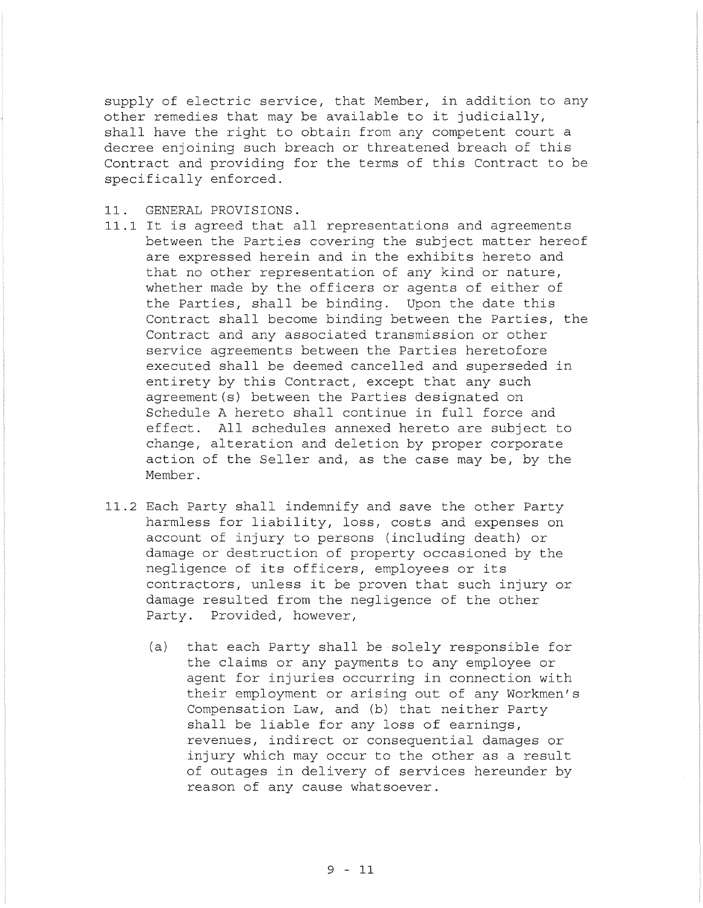supply of electric service, that Member, in addition to any other remedies that may be available to it judicially, shall have the right to obtain from any competent court a decree enjoining such breach or threatened breach of this Contract and providing for the terms of this Contract to be specifically enforced.

11. GENERAL PROVISIONS.

11.1 It is agreed that all representations and agreements between the Parties covering the subject matter hereof are expressed herein and in the exhibits hereto and that no other representation of any kind or nature, whether made by the officers or agents of either of the Parties, shall be binding. Upon the date this Contract shall become binding between the Parties, the Contract and any associated transmission or other service agreements between the Parties heretofore executed shall be deemed cancelled and superseded in entirety by this Contract, except that any such agreement(s) between the Parties designated on Schedule A hereto shall continue in full force and effect. All schedules annexed hereto are subject to change, alteration and deletion by proper corporate action of the Seller and, as the case may be, by the Member.

11.2 Each Party shall indemnify and save the other Party harmless for liability, loss, costs and expenses on account of injury to persons (including death) or damage or destruction of property occasioned by the negligence of its officers, employees or its contractors, unless it be proven that such injury or damage resulted from the negligence of the other Party. Provided, however,

(a) that each Party shall be solely responsible for the claims or any payments to any employee or agent for injuries occurring in connection with their employment or arising out of any Workmen's Compensation Law, and (b) that neither Party shall be liable for any loss of earnings, revenues, indirect or consequential damages or injury which may occur to the other as a result of outages in delivery of services hereunder by reason of any cause whatsoever.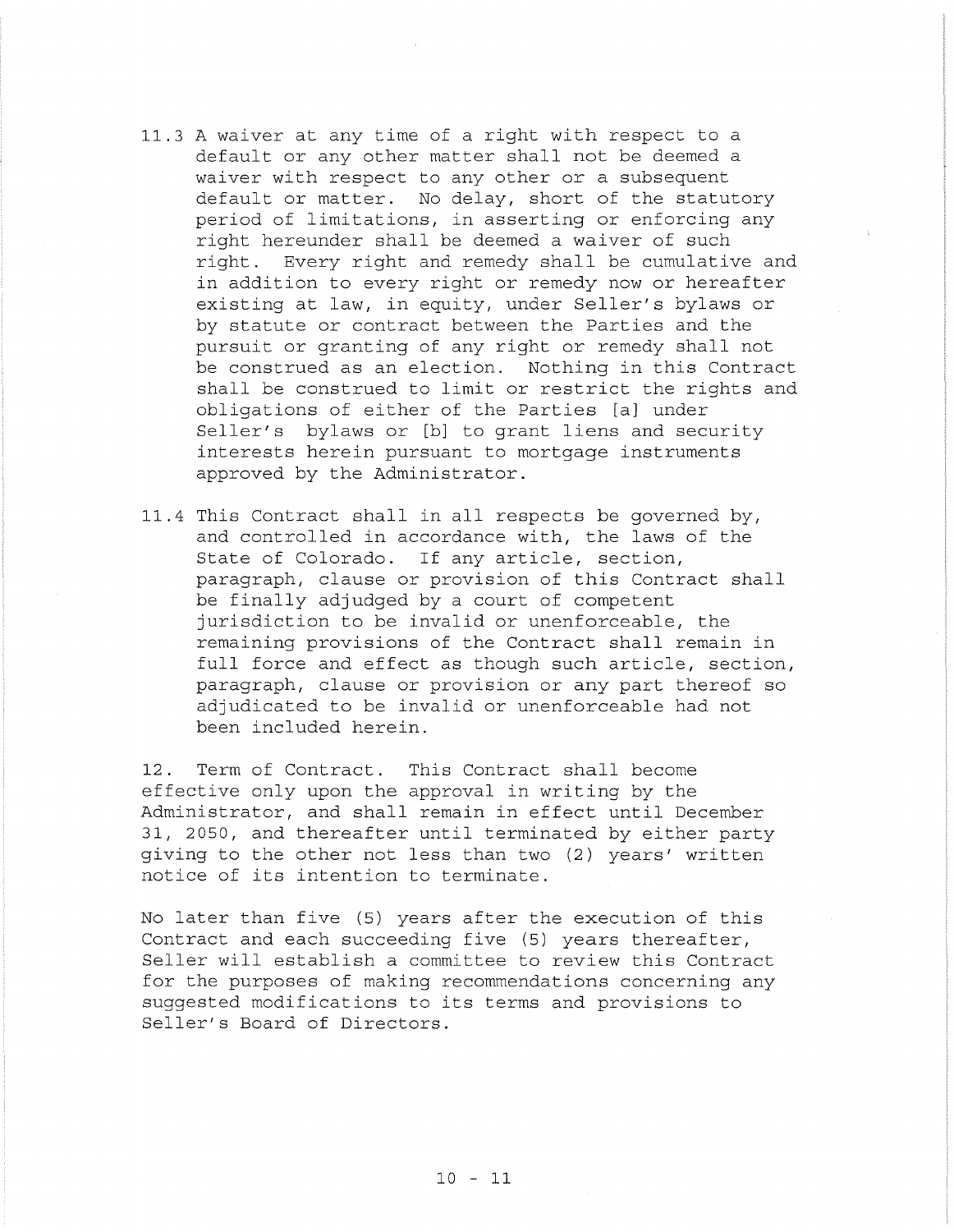11.3 A waiver at any time of a right with respect to a default or any other matter shall not be deemed a waiver with respect to any other or a subsequent default or matter. No delay, short of the statutory period of limitations, in asserting or enforcing any right hereunder shall be deemed a waiver of such right. Every right and remedy shall be cumulative and in addition to every right or remedy now or hereafter existing at law, in equity, under Seller's bylaws or by statute or contract between the Parties and the pursuit or granting of any right or remedy shall not be construed as an election. Nothing in this Contract shall be construed to limit or restrict the rights and obligations of either of the Parties [a] under Seller's bylaws or [b] to grant liens and security interests herein pursuant to mortgage instruments approved by the Administrator.

11.4 This Contract shall in all respects be governed by, and controlled in accordance with, the laws of the State of Colorado. If any article, section, paragraph, clause or provision of this Contract shall be finally adjudged by a court of competent jurisdiction to be invalid or unenforceable, the remaining provisions of the Contract shall remain in full force and effect as though such article, section, paragraph, clause or provision or any part thereof so adjudicated to be invalid or unenforceable had not been included herein.

12. Term of Contract. This Contract shall become effective only upon the approval in writing by the Administrator, and shall remain in effect until December 31, 2050, and thereafter until terminated by either party giving to the other not less than two (2) years' written notice of its intention to terminate.

No later than five (5) years after the execution of this Contract and each succeeding five (5) years thereafter, Seller will establish a committee to review this Contract for the purposes of making recommendations concerning any suggested modifications to its terms and provisions to Seller's Board of Directors.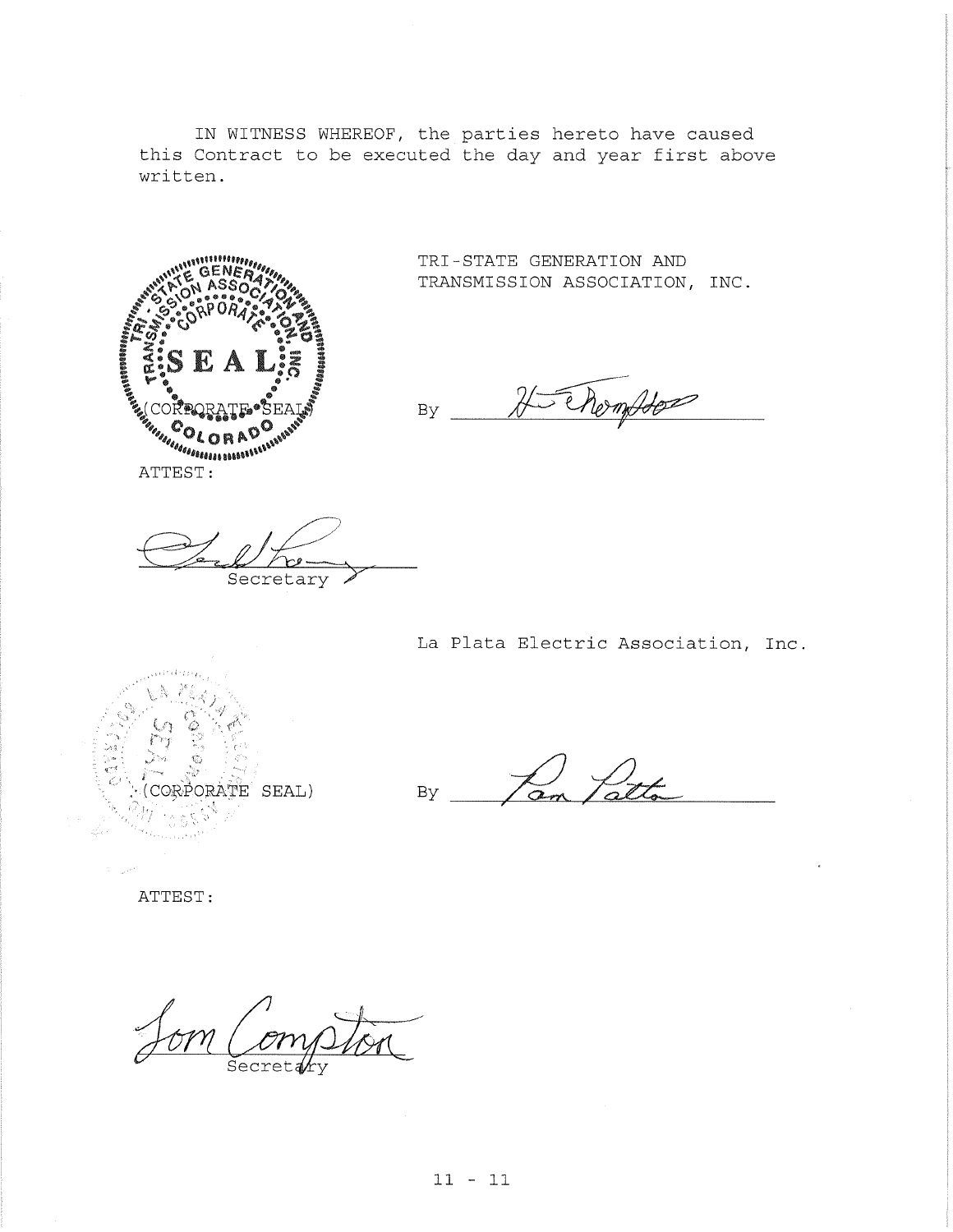IN WITNESS WHEREOF, the parties hereto have caused this Contract to be executed the day and year first above written.

TRI-STATE GENERATION AND TRANSMISSION ASSOCIATION, INC.

(CORPORATE SEAL)

By ______________________

ATTEST:

______________________
Secretary

La Plata Electric Association, Inc.

(CORPORATE SEAL)

By ______________________

ATTEST:

______________________
Secretary